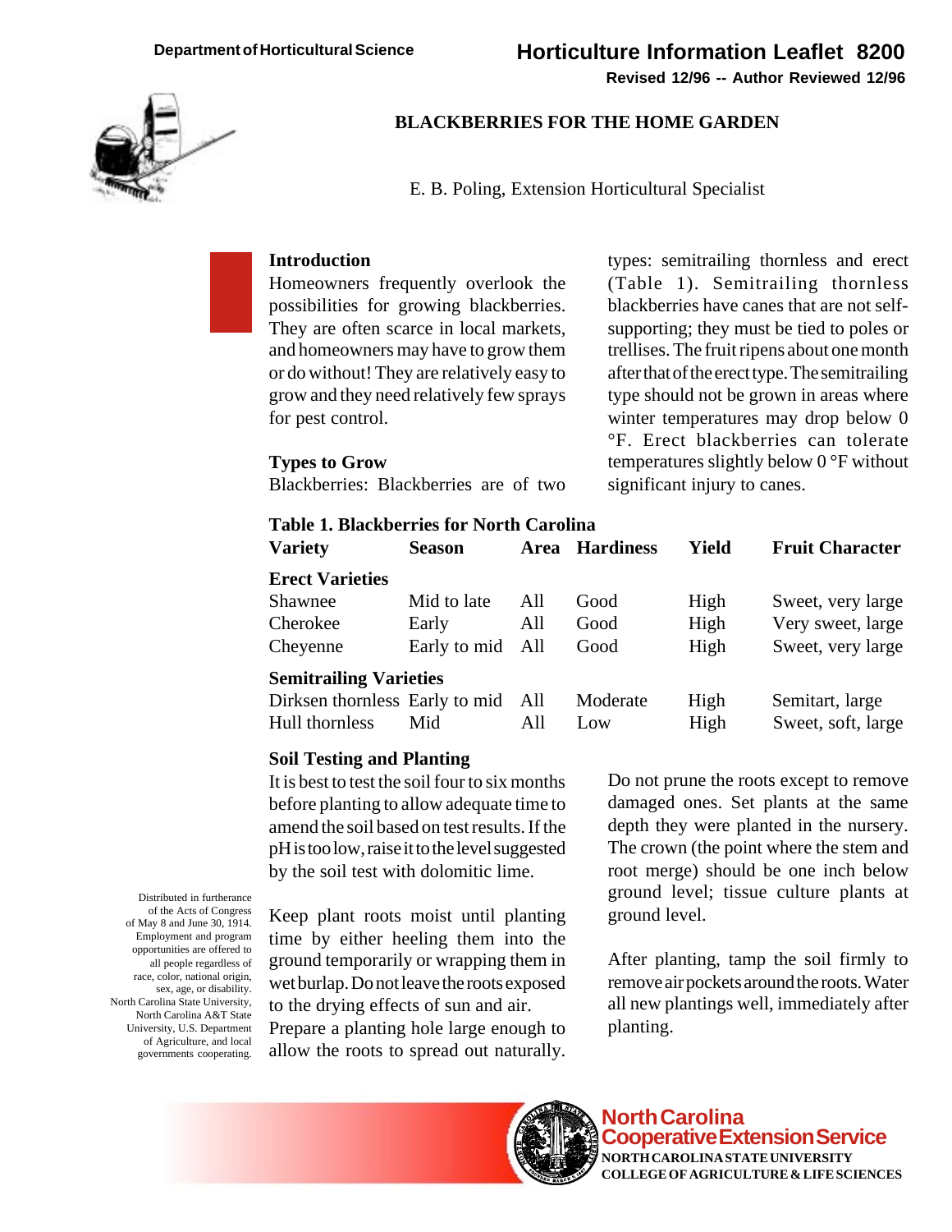Department of Horticultural Science

# Horticulture Information Leaflet 8200

Revised 12/96 -- Author Reviewed 12/96

## BLACKBERRIES FOR THE HOME GARDEN

E. B. Poling, Extension Horticultural Specialist

### Introduction

Homeowners frequently overlook the possibilities for growing blackberries. They are often scarce in local markets, and homeowners may have to grow them or do without! They are relatively easy to grow and they need relatively few sprays for pest control.

### Types to Grow

Blackberries: Blackberries are of two types: semitrailing thornless and erect (Table 1). Semitrailing thornless blackberries have canes that are not self-supporting; they must be tied to poles or trellises. The fruit ripens about one month after that of the erect type. The semitrailing type should not be grown in areas where winter temperatures may drop below 0 °F. Erect blackberries can tolerate temperatures slightly below 0 °F without significant injury to canes.

**Table 1. Blackberries for North Carolina**

| Variety | Season | Area | Hardiness | Yield | Fruit Character |
|---|---|---|---|---|---|
| **Erect Varieties** | | | | | |
| Shawnee | Mid to late | All | Good | High | Sweet, very large |
| Cherokee | Early | All | Good | High | Very sweet, large |
| Cheyenne | Early to mid | All | Good | High | Sweet, very large |
| **Semitrailing Varieties** | | | | | |
| Dirksen thornless | Early to mid | All | Moderate | High | Semitart, large |
| Hull thornless | Mid | All | Low | High | Sweet, soft, large |

### Soil Testing and Planting

It is best to test the soil four to six months before planting to allow adequate time to amend the soil based on test results. If the pH is too low, raise it to the level suggested by the soil test with dolomitic lime.

Keep plant roots moist until planting time by either heeling them into the ground temporarily or wrapping them in wet burlap. Do not leave the roots exposed to the drying effects of sun and air. Prepare a planting hole large enough to allow the roots to spread out naturally. Do not prune the roots except to remove damaged ones. Set plants at the same depth they were planted in the nursery. The crown (the point where the stem and root merge) should be one inch below ground level; tissue culture plants at ground level.

After planting, tamp the soil firmly to remove air pockets around the roots. Water all new plantings well, immediately after planting.

Distributed in furtherance of the Acts of Congress of May 8 and June 30, 1914. Employment and program opportunities are offered to all people regardless of race, color, national origin, sex, age, or disability. North Carolina State University, North Carolina A&T State University, U.S. Department of Agriculture, and local governments cooperating.

North Carolina Cooperative Extension Service
NORTH CAROLINA STATE UNIVERSITY
COLLEGE OF AGRICULTURE & LIFE SCIENCES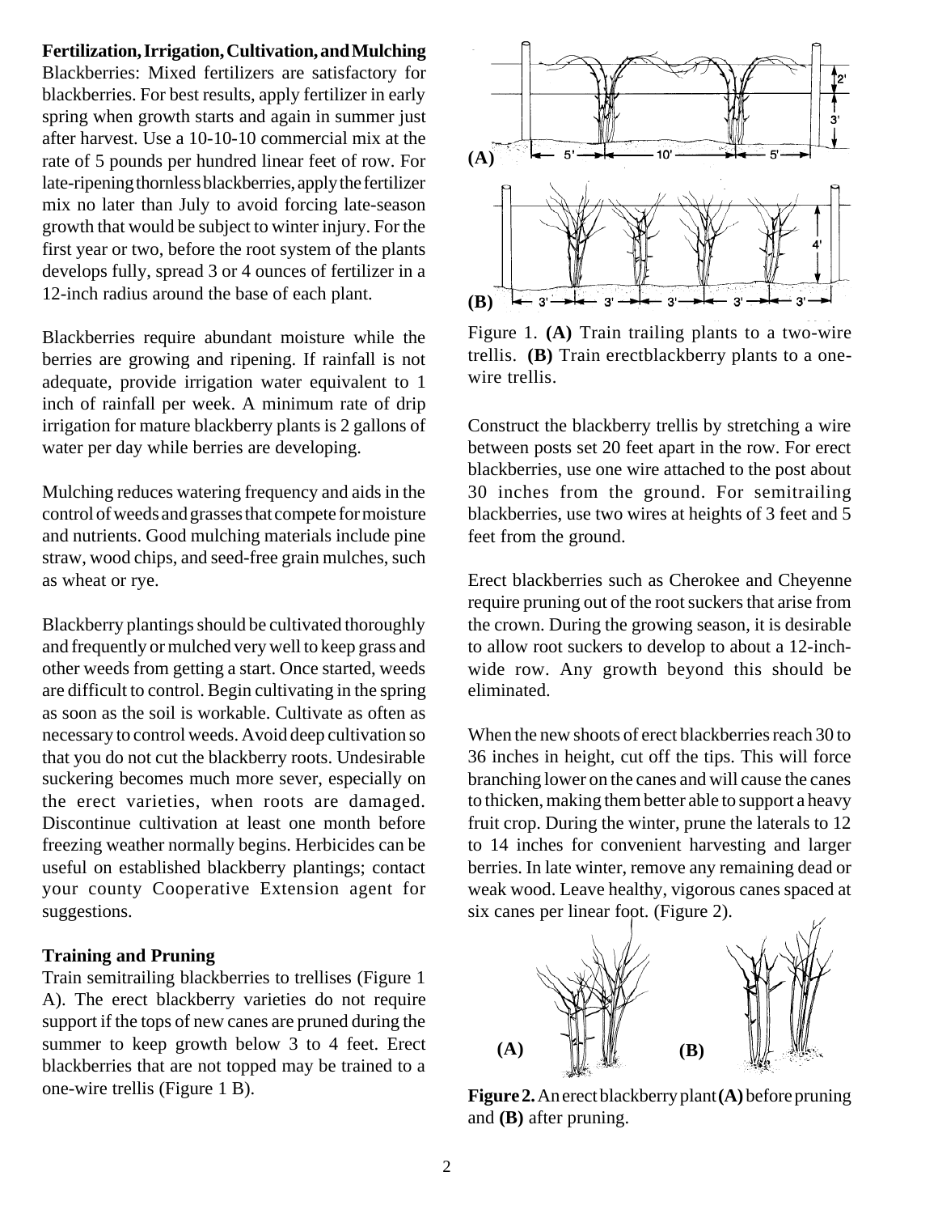**Fertilization, Irrigation, Cultivation, and Mulching**

Blackberries: Mixed fertilizers are satisfactory for blackberries. For best results, apply fertilizer in early spring when growth starts and again in summer just after harvest. Use a 10-10-10 commercial mix at the rate of 5 pounds per hundred linear feet of row. For late-ripening thornless blackberries, apply the fertilizer mix no later than July to avoid forcing late-season growth that would be subject to winter injury. For the first year or two, before the root system of the plants develops fully, spread 3 or 4 ounces of fertilizer in a 12-inch radius around the base of each plant.

Blackberries require abundant moisture while the berries are growing and ripening. If rainfall is not adequate, provide irrigation water equivalent to 1 inch of rainfall per week. A minimum rate of drip irrigation for mature blackberry plants is 2 gallons of water per day while berries are developing.

Mulching reduces watering frequency and aids in the control of weeds and grasses that compete for moisture and nutrients. Good mulching materials include pine straw, wood chips, and seed-free grain mulches, such as wheat or rye.

Blackberry plantings should be cultivated thoroughly and frequently or mulched very well to keep grass and other weeds from getting a start. Once started, weeds are difficult to control. Begin cultivating in the spring as soon as the soil is workable. Cultivate as often as necessary to control weeds. Avoid deep cultivation so that you do not cut the blackberry roots. Undesirable suckering becomes much more sever, especially on the erect varieties, when roots are damaged. Discontinue cultivation at least one month before freezing weather normally begins. Herbicides can be useful on established blackberry plantings; contact your county Cooperative Extension agent for suggestions.

**Training and Pruning**

Train semitrailing blackberries to trellises (Figure 1 A). The erect blackberry varieties do not require support if the tops of new canes are pruned during the summer to keep growth below 3 to 4 feet. Erect blackberries that are not topped may be trained to a one-wire trellis (Figure 1 B).

Figure 1. **(A)** Train trailing plants to a two-wire trellis. **(B)** Train erectblackberry plants to a one-wire trellis.

Construct the blackberry trellis by stretching a wire between posts set 20 feet apart in the row. For erect blackberries, use one wire attached to the post about 30 inches from the ground. For semitrailing blackberries, use two wires at heights of 3 feet and 5 feet from the ground.

Erect blackberries such as Cherokee and Cheyenne require pruning out of the root suckers that arise from the crown. During the growing season, it is desirable to allow root suckers to develop to about a 12-inch-wide row. Any growth beyond this should be eliminated.

When the new shoots of erect blackberries reach 30 to 36 inches in height, cut off the tips. This will force branching lower on the canes and will cause the canes to thicken, making them better able to support a heavy fruit crop. During the winter, prune the laterals to 12 to 14 inches for convenient harvesting and larger berries. In late winter, remove any remaining dead or weak wood. Leave healthy, vigorous canes spaced at six canes per linear foot. (Figure 2).

**Figure 2.** An erect blackberry plant **(A)** before pruning and **(B)** after pruning.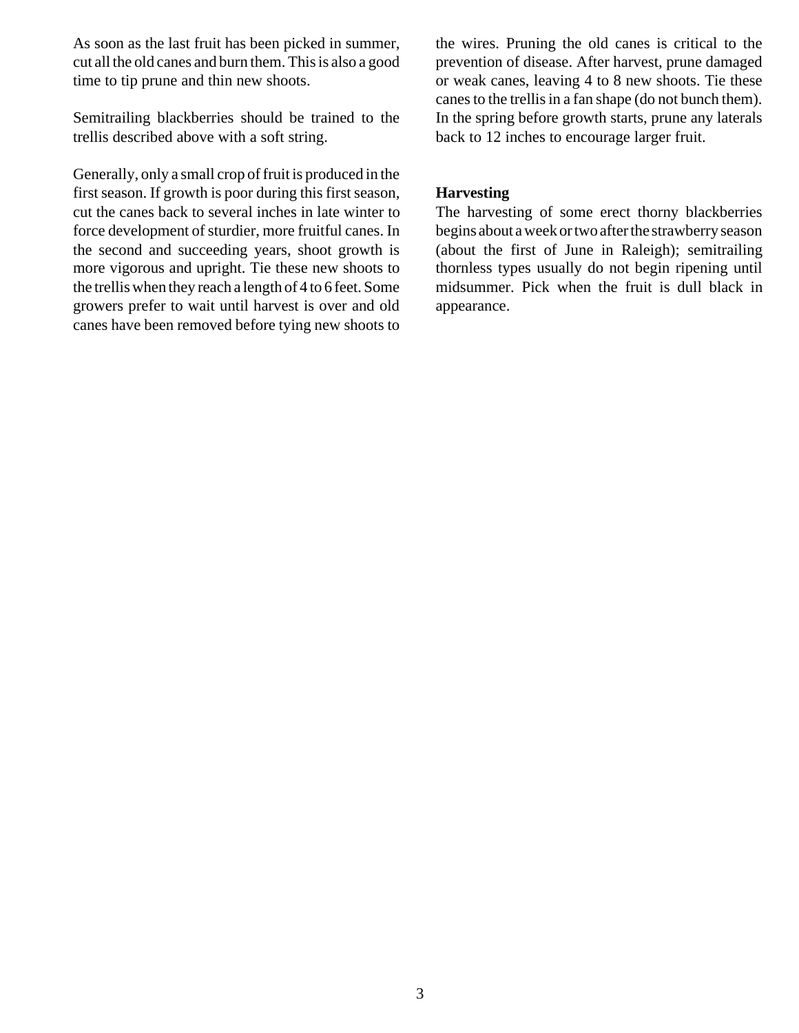As soon as the last fruit has been picked in summer, cut all the old canes and burn them. This is also a good time to tip prune and thin new shoots.

Semitrailing blackberries should be trained to the trellis described above with a soft string.

Generally, only a small crop of fruit is produced in the first season. If growth is poor during this first season, cut the canes back to several inches in late winter to force development of sturdier, more fruitful canes. In the second and succeeding years, shoot growth is more vigorous and upright. Tie these new shoots to the trellis when they reach a length of 4 to 6 feet. Some growers prefer to wait until harvest is over and old canes have been removed before tying new shoots to the wires. Pruning the old canes is critical to the prevention of disease. After harvest, prune damaged or weak canes, leaving 4 to 8 new shoots. Tie these canes to the trellis in a fan shape (do not bunch them). In the spring before growth starts, prune any laterals back to 12 inches to encourage larger fruit.

**Harvesting**

The harvesting of some erect thorny blackberries begins about a week or two after the strawberry season (about the first of June in Raleigh); semitrailing thornless types usually do not begin ripening until midsummer. Pick when the fruit is dull black in appearance.